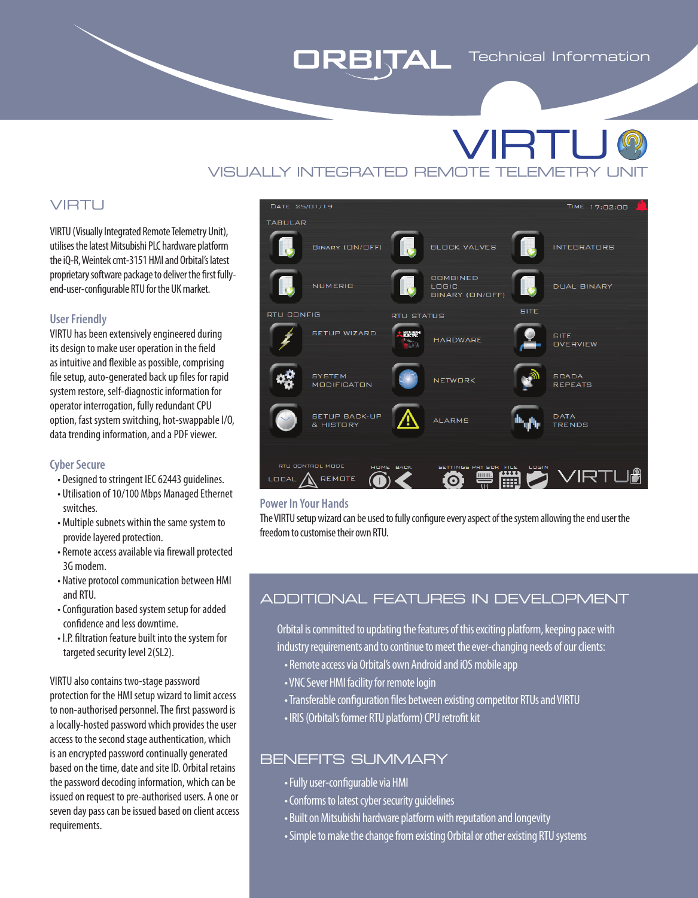ORBITAL Technical Information

# VIRTU

VISUALLY INTEGRATED REMOTE TELEMETRY UNIT

## VIRTU

VIRTU (Visually Integrated Remote Telemetry Unit), utilises the latest Mitsubishi PLC hardware platform the iQ-R, Weintek cmt-3151 HMI and Orbital's latest proprietary software package to deliver the first fully-end-user-configurable RTU for the UK market.

### User Friendly

VIRTU has been extensively engineered during its design to make user operation in the field as intuitive and flexible as possible, comprising file setup, auto-generated back up files for rapid system restore, self-diagnostic information for operator interrogation, fully redundant CPU option, fast system switching, hot-swappable I/O, data trending information, and a PDF viewer.

### Cyber Secure

- Designed to stringent IEC 62443 guidelines.
- Utilisation of 10/100 Mbps Managed Ethernet switches.
- Multiple subnets within the same system to provide layered protection.
- Remote access available via firewall protected 3G modem.
- Native protocol communication between HMI and RTU.
- Configuration based system setup for added confidence and less downtime.
- I.P. filtration feature built into the system for targeted security level 2(SL2).

VIRTU also contains two-stage password protection for the HMI setup wizard to limit access to non-authorised personnel. The first password is a locally-hosted password which provides the user access to the second stage authentication, which is an encrypted password continually generated based on the time, date and site ID. Orbital retains the password decoding information, which can be issued on request to pre-authorised users. A one or seven day pass can be issued based on client access requirements.

### Power In Your Hands

The VIRTU setup wizard can be used to fully configure every aspect of the system allowing the end user the freedom to customise their own RTU.

## ADDITIONAL FEATURES IN DEVELOPMENT

Orbital is committed to updating the features of this exciting platform, keeping pace with industry requirements and to continue to meet the ever-changing needs of our clients:

- Remote access via Orbital's own Android and iOS mobile app
- VNC Sever HMI facility for remote login
- Transferable configuration files between existing competitor RTUs and VIRTU
- IRIS (Orbital's former RTU platform) CPU retrofit kit

## BENEFITS SUMMARY

- Fully user-configurable via HMI
- Conforms to latest cyber security guidelines
- Built on Mitsubishi hardware platform with reputation and longevity
- Simple to make the change from existing Orbital or other existing RTU systems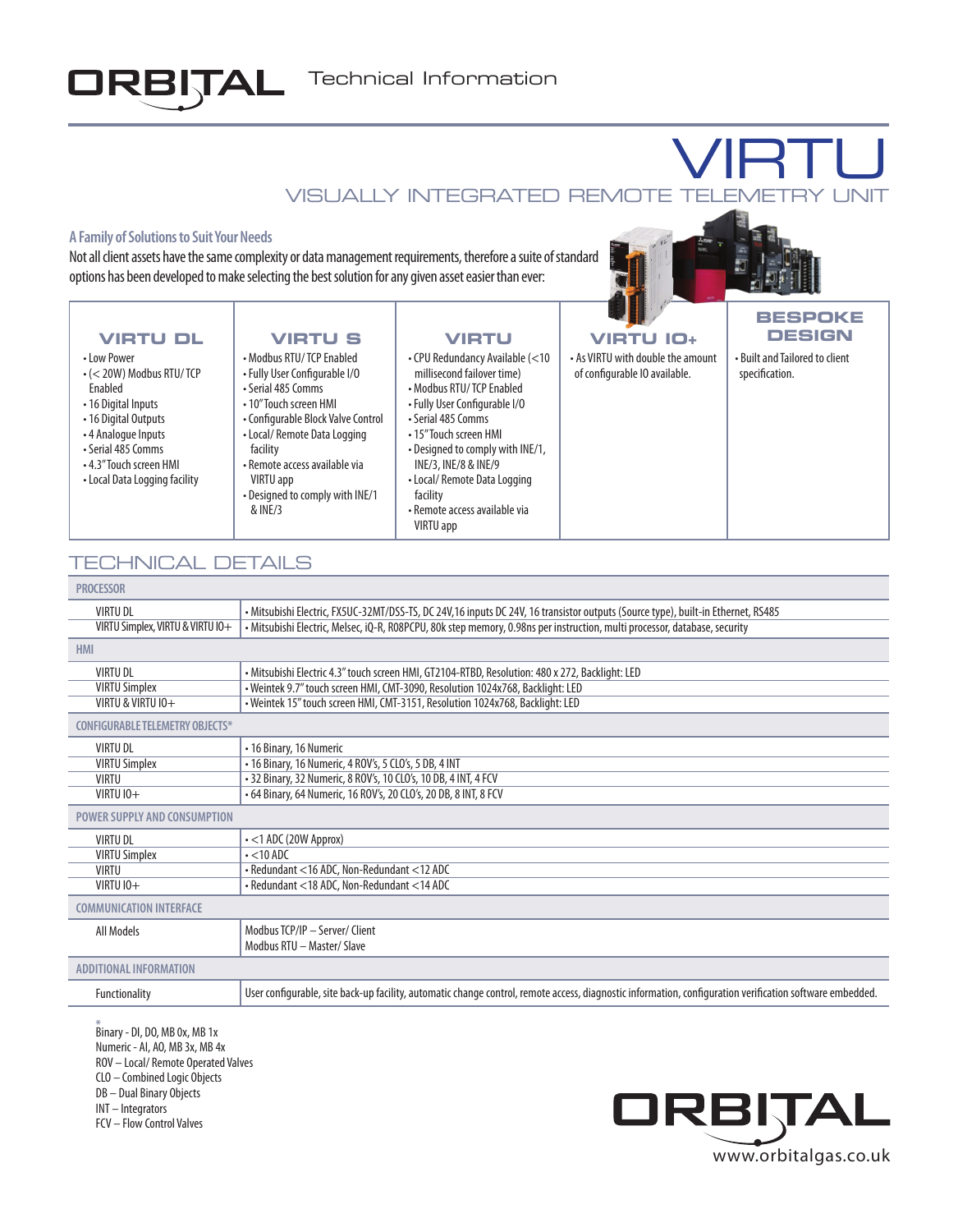# ORBITAL Technical Information

# VIRTU

## VISUALLY INTEGRATED REMOTE TELEMETRY UNIT

**A Family of Solutions to Suit Your Needs**

Not all client assets have the same complexity or data management requirements, therefore a suite of standard options has been developed to make selecting the best solution for any given asset easier than ever:

| VIRTU DL | VIRTU S | VIRTU | VIRTU IO+ | BESPOKE DESIGN |
|---|---|---|---|---|
| • Low Power<br>• (< 20W) Modbus RTU/ TCP Enabled<br>• 16 Digital Inputs<br>• 16 Digital Outputs<br>• 4 Analogue Inputs<br>• Serial 485 Comms<br>• 4.3" Touch screen HMI<br>• Local Data Logging facility | • Modbus RTU/ TCP Enabled<br>• Fully User Configurable I/O<br>• Serial 485 Comms<br>• 10" Touch screen HMI<br>• Configurable Block Valve Control<br>• Local/ Remote Data Logging facility<br>• Remote access available via VIRTU app<br>• Designed to comply with INE/1 & INE/3 | • CPU Redundancy Available (<10 millisecond failover time)<br>• Modbus RTU/ TCP Enabled<br>• Fully User Configurable I/O<br>• Serial 485 Comms<br>• 15" Touch screen HMI<br>• Designed to comply with INE/1, INE/3, INE/8 & INE/9<br>• Local/ Remote Data Logging facility<br>• Remote access available via VIRTU app | • As VIRTU with double the amount of configurable IO available. | • Built and Tailored to client specification. |

## TECHNICAL DETAILS

| | |
|---|---|
| **PROCESSOR** | |
| VIRTU DL | • Mitsubishi Electric, FX5UC-32MT/DSS-TS, DC 24V,16 inputs DC 24V, 16 transistor outputs (Source type), built-in Ethernet, RS485 |
| VIRTU Simplex, VIRTU & VIRTU IO+ | • Mitsubishi Electric, Melsec, iQ-R, R08PCPU, 80k step memory, 0.98ns per instruction, multi processor, database, security |
| **HMI** | |
| VIRTU DL | • Mitsubishi Electric 4.3" touch screen HMI, GT2104-RTBD, Resolution: 480 x 272, Backlight: LED |
| VIRTU Simplex | • Weintek 9.7" touch screen HMI, CMT-3090, Resolution 1024x768, Backlight: LED |
| VIRTU & VIRTU IO+ | • Weintek 15" touch screen HMI, CMT-3151, Resolution 1024x768, Backlight: LED |
| **CONFIGURABLE TELEMETRY OBJECTS*** | |
| VIRTU DL | • 16 Binary, 16 Numeric |
| VIRTU Simplex | • 16 Binary, 16 Numeric, 4 ROV's, 5 CLO's, 5 DB, 4 INT |
| VIRTU | • 32 Binary, 32 Numeric, 8 ROV's, 10 CLO's, 10 DB, 4 INT, 4 FCV |
| VIRTU IO+ | • 64 Binary, 64 Numeric, 16 ROV's, 20 CLO's, 20 DB, 8 INT, 8 FCV |
| **POWER SUPPLY AND CONSUMPTION** | |
| VIRTU DL | • <1 ADC (20W Approx) |
| VIRTU Simplex | • <10 ADC |
| VIRTU | • Redundant <16 ADC, Non-Redundant <12 ADC |
| VIRTU IO+ | • Redundant <18 ADC, Non-Redundant <14 ADC |
| **COMMUNICATION INTERFACE** | |
| All Models | Modbus TCP/IP – Server/ Client<br>Modbus RTU – Master/ Slave |
| **ADDITIONAL INFORMATION** | |
| Functionality | User configurable, site back-up facility, automatic change control, remote access, diagnostic information, configuration verification software embedded. |

*
Binary - DI, DO, MB 0x, MB 1x
Numeric - AI, AO, MB 3x, MB 4x
ROV – Local/ Remote Operated Valves
CLO – Combined Logic Objects
DB – Dual Binary Objects
INT – Integrators
FCV – Flow Control Valves

ORBITAL
www.orbitalgas.co.uk